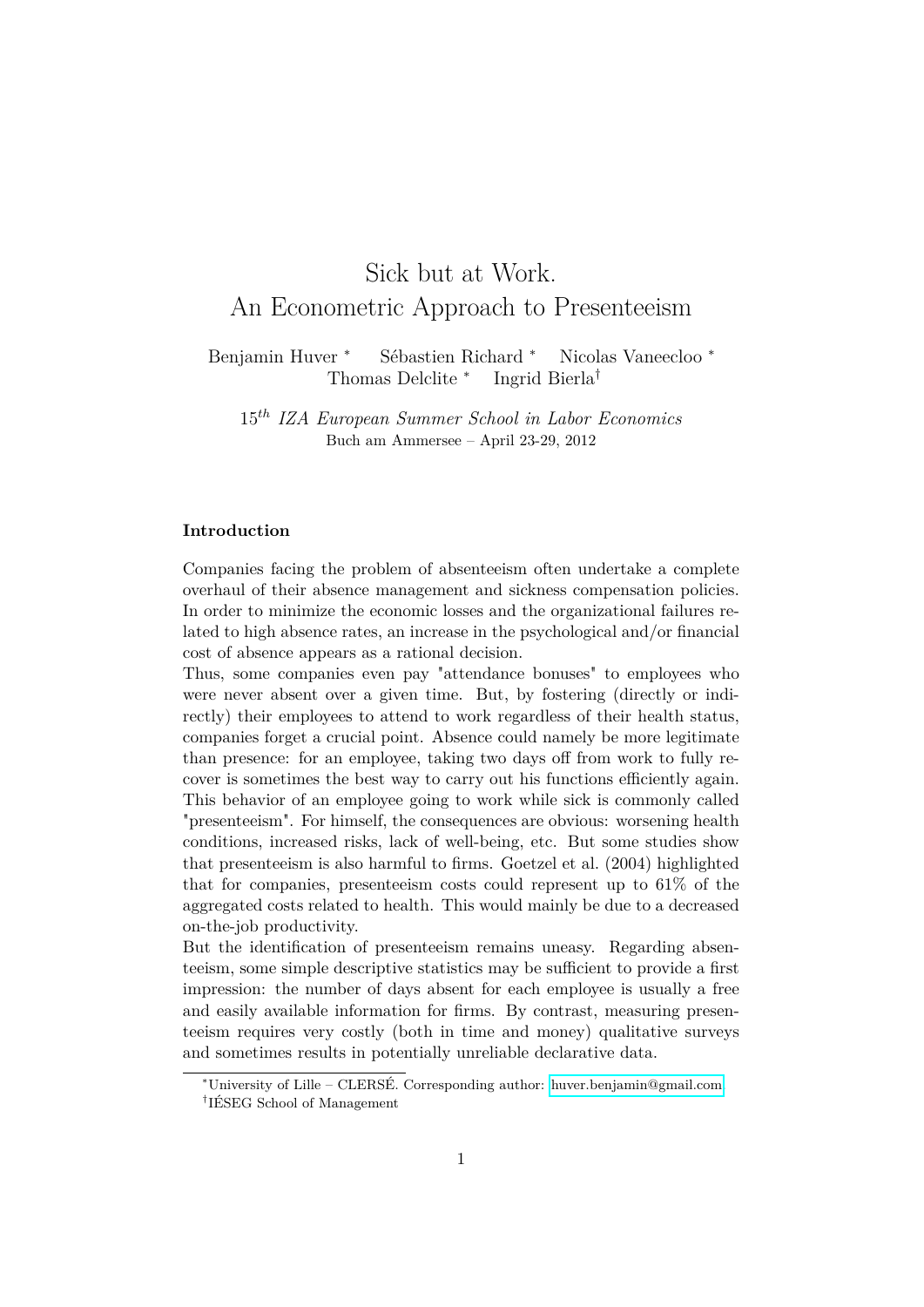# Sick but at Work. An Econometric Approach to Presenteeism

Benjamin Huver [*] Sébastien Richard [*] Nicolas Vaneecloo [*] Thomas Delclite [*] Ingrid Bierla[†]

$15^{th}$ *IZA European Summer School in Labor Economics*
Buch am Ammersee – April 23-29, 2012

**Introduction**

Companies facing the problem of absenteeism often undertake a complete overhaul of their absence management and sickness compensation policies. In order to minimize the economic losses and the organizational failures related to high absence rates, an increase in the psychological and/or financial cost of absence appears as a rational decision.

Thus, some companies even pay "attendance bonuses" to employees who were never absent over a given time. But, by fostering (directly or indirectly) their employees to attend to work regardless of their health status, companies forget a crucial point. Absence could namely be more legitimate than presence: for an employee, taking two days off from work to fully recover is sometimes the best way to carry out his functions efficiently again. This behavior of an employee going to work while sick is commonly called "presenteeism". For himself, the consequences are obvious: worsening health conditions, increased risks, lack of well-being, etc. But some studies show that presenteeism is also harmful to firms. Goetzel et al. (2004) highlighted that for companies, presenteeism costs could represent up to 61% of the aggregated costs related to health. This would mainly be due to a decreased on-the-job productivity.

But the identification of presenteeism remains uneasy. Regarding absenteeism, some simple descriptive statistics may be sufficient to provide a first impression: the number of days absent for each employee is usually a free and easily available information for firms. By contrast, measuring presenteeism requires very costly (both in time and money) qualitative surveys and sometimes results in potentially unreliable declarative data.

[*] University of Lille – CLERSÉ. Corresponding author: huver.benjamin@gmail.com
[†] IÉSEG School of Management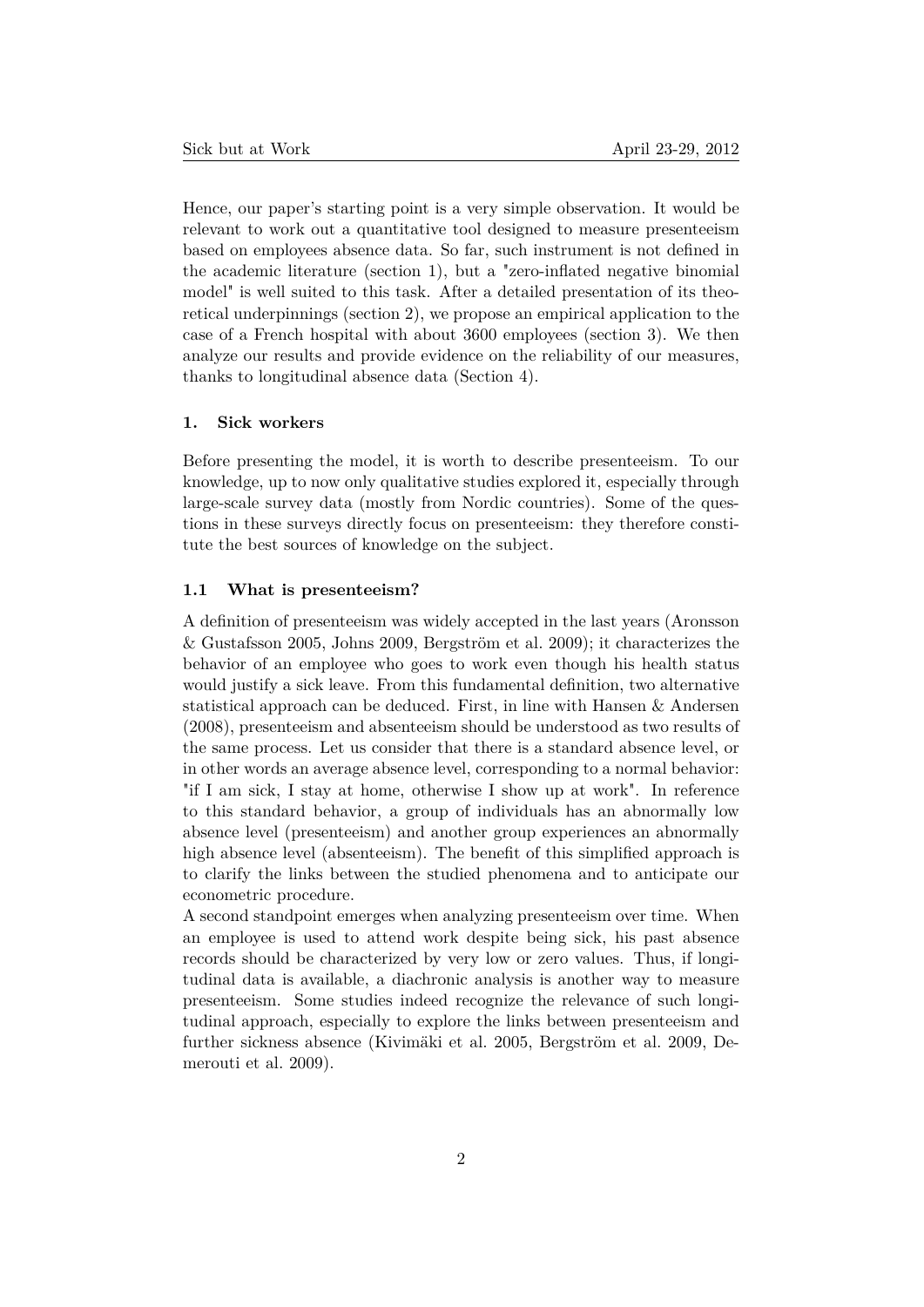Hence, our paper's starting point is a very simple observation. It would be relevant to work out a quantitative tool designed to measure presenteeism based on employees absence data. So far, such instrument is not defined in the academic literature (section 1), but a "zero-inflated negative binomial model" is well suited to this task. After a detailed presentation of its theoretical underpinnings (section 2), we propose an empirical application to the case of a French hospital with about 3600 employees (section 3). We then analyze our results and provide evidence on the reliability of our measures, thanks to longitudinal absence data (Section 4).

### 1. Sick workers

Before presenting the model, it is worth to describe presenteeism. To our knowledge, up to now only qualitative studies explored it, especially through large-scale survey data (mostly from Nordic countries). Some of the questions in these surveys directly focus on presenteeism: they therefore constitute the best sources of knowledge on the subject.

#### 1.1 What is presenteeism?

A definition of presenteeism was widely accepted in the last years (Aronsson & Gustafsson 2005, Johns 2009, Bergström et al. 2009); it characterizes the behavior of an employee who goes to work even though his health status would justify a sick leave. From this fundamental definition, two alternative statistical approach can be deduced. First, in line with Hansen & Andersen (2008), presenteeism and absenteeism should be understood as two results of the same process. Let us consider that there is a standard absence level, or in other words an average absence level, corresponding to a normal behavior: "if I am sick, I stay at home, otherwise I show up at work". In reference to this standard behavior, a group of individuals has an abnormally low absence level (presenteeism) and another group experiences an abnormally high absence level (absenteeism). The benefit of this simplified approach is to clarify the links between the studied phenomena and to anticipate our econometric procedure.

A second standpoint emerges when analyzing presenteeism over time. When an employee is used to attend work despite being sick, his past absence records should be characterized by very low or zero values. Thus, if longitudinal data is available, a diachronic analysis is another way to measure presenteeism. Some studies indeed recognize the relevance of such longitudinal approach, especially to explore the links between presenteeism and further sickness absence (Kivimäki et al. 2005, Bergström et al. 2009, Demerouti et al. 2009).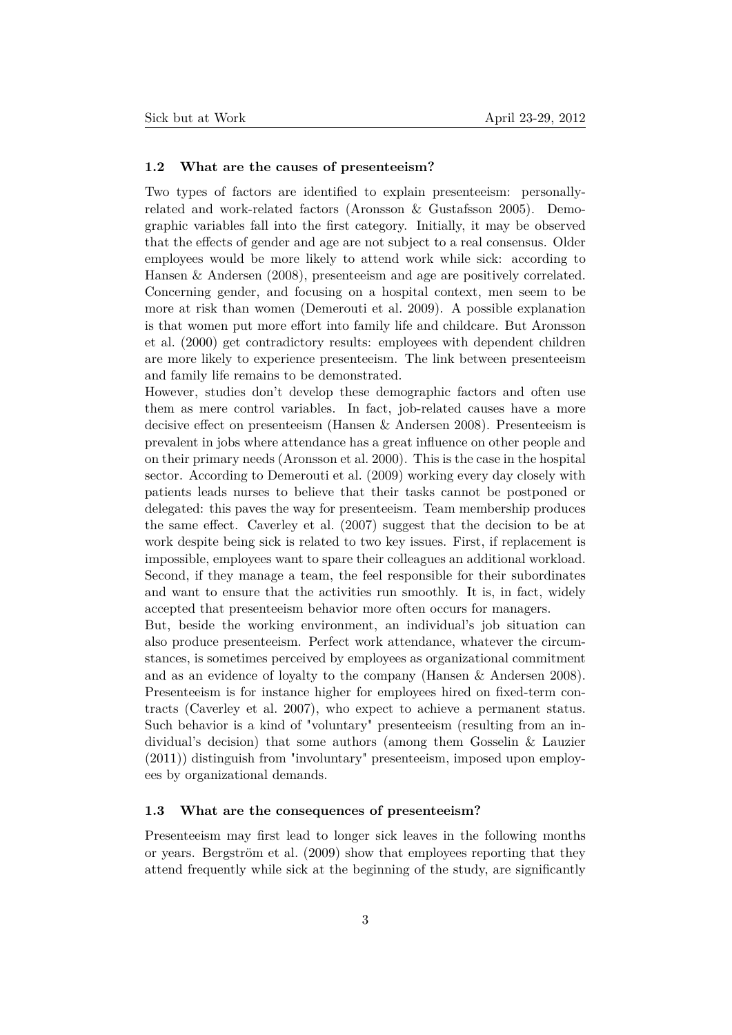### 1.2 What are the causes of presenteeism?

Two types of factors are identified to explain presenteeism: personally-related and work-related factors (Aronsson & Gustafsson 2005). Demographic variables fall into the first category. Initially, it may be observed that the effects of gender and age are not subject to a real consensus. Older employees would be more likely to attend work while sick: according to Hansen & Andersen (2008), presenteeism and age are positively correlated. Concerning gender, and focusing on a hospital context, men seem to be more at risk than women (Demerouti et al. 2009). A possible explanation is that women put more effort into family life and childcare. But Aronsson et al. (2000) get contradictory results: employees with dependent children are more likely to experience presenteeism. The link between presenteeism and family life remains to be demonstrated.

However, studies don't develop these demographic factors and often use them as mere control variables. In fact, job-related causes have a more decisive effect on presenteeism (Hansen & Andersen 2008). Presenteeism is prevalent in jobs where attendance has a great influence on other people and on their primary needs (Aronsson et al. 2000). This is the case in the hospital sector. According to Demerouti et al. (2009) working every day closely with patients leads nurses to believe that their tasks cannot be postponed or delegated: this paves the way for presenteeism. Team membership produces the same effect. Caverley et al. (2007) suggest that the decision to be at work despite being sick is related to two key issues. First, if replacement is impossible, employees want to spare their colleagues an additional workload. Second, if they manage a team, the feel responsible for their subordinates and want to ensure that the activities run smoothly. It is, in fact, widely accepted that presenteeism behavior more often occurs for managers.

But, beside the working environment, an individual's job situation can also produce presenteeism. Perfect work attendance, whatever the circumstances, is sometimes perceived by employees as organizational commitment and as an evidence of loyalty to the company (Hansen & Andersen 2008). Presenteeism is for instance higher for employees hired on fixed-term contracts (Caverley et al. 2007), who expect to achieve a permanent status. Such behavior is a kind of "voluntary" presenteeism (resulting from an individual's decision) that some authors (among them Gosselin & Lauzier (2011)) distinguish from "involuntary" presenteeism, imposed upon employees by organizational demands.

### 1.3 What are the consequences of presenteeism?

Presenteeism may first lead to longer sick leaves in the following months or years. Bergström et al. (2009) show that employees reporting that they attend frequently while sick at the beginning of the study, are significantly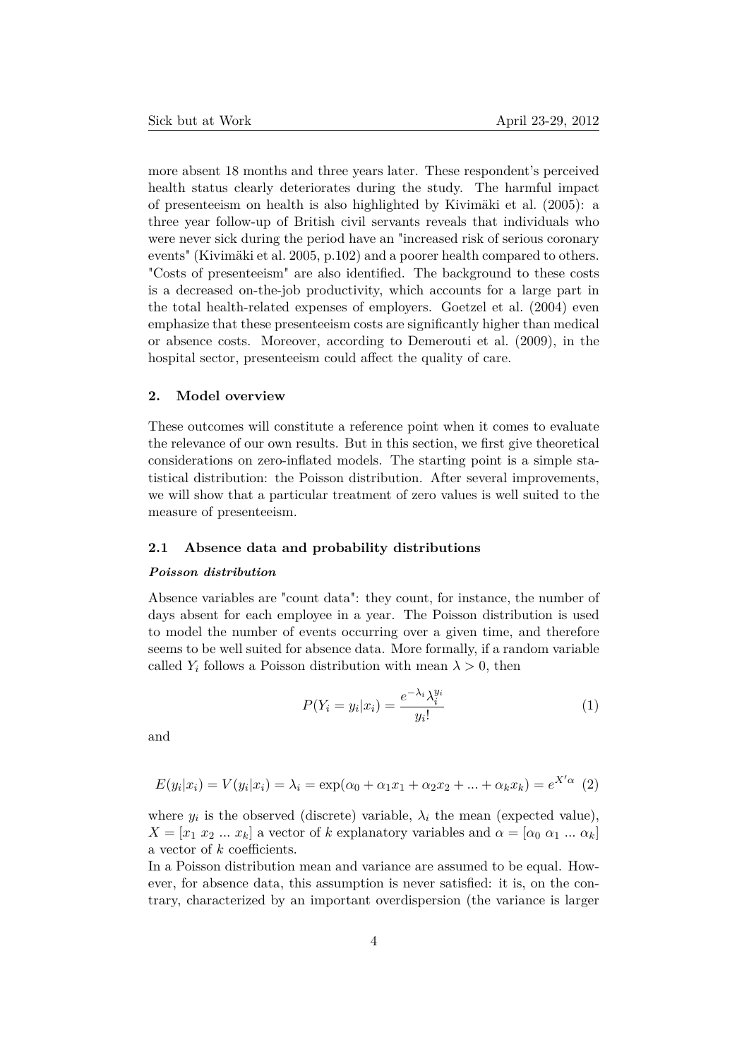more absent 18 months and three years later. These respondent's perceived health status clearly deteriorates during the study. The harmful impact of presenteeism on health is also highlighted by Kivimäki et al. (2005): a three year follow-up of British civil servants reveals that individuals who were never sick during the period have an "increased risk of serious coronary events" (Kivimäki et al. 2005, p.102) and a poorer health compared to others. "Costs of presenteeism" are also identified. The background to these costs is a decreased on-the-job productivity, which accounts for a large part in the total health-related expenses of employers. Goetzel et al. (2004) even emphasize that these presenteeism costs are significantly higher than medical or absence costs. Moreover, according to Demerouti et al. (2009), in the hospital sector, presenteeism could affect the quality of care.

## 2. Model overview

These outcomes will constitute a reference point when it comes to evaluate the relevance of our own results. But in this section, we first give theoretical considerations on zero-inflated models. The starting point is a simple statistical distribution: the Poisson distribution. After several improvements, we will show that a particular treatment of zero values is well suited to the measure of presenteeism.

### 2.1 Absence data and probability distributions

***Poisson distribution***

Absence variables are "count data": they count, for instance, the number of days absent for each employee in a year. The Poisson distribution is used to model the number of events occurring over a given time, and therefore seems to be well suited for absence data. More formally, if a random variable called $Y_i$ follows a Poisson distribution with mean $\lambda > 0$, then

$$P(Y_i = y_i|x_i) = \frac{e^{-\lambda_i}\lambda_i^{y_i}}{y_i!} \tag{1}$$

and

$$E(y_i|x_i) = V(y_i|x_i) = \lambda_i = \exp(\alpha_0 + \alpha_1 x_1 + \alpha_2 x_2 + ... + \alpha_k x_k) = e^{X'\alpha} \tag{2}$$

where $y_i$ is the observed (discrete) variable, $\lambda_i$ the mean (expected value), $X = [x_1 \ x_2 \ ... \ x_k]$ a vector of $k$ explanatory variables and $\alpha = [\alpha_0 \ \alpha_1 \ ... \ \alpha_k]$ a vector of $k$ coefficients.

In a Poisson distribution mean and variance are assumed to be equal. However, for absence data, this assumption is never satisfied: it is, on the contrary, characterized by an important overdispersion (the variance is larger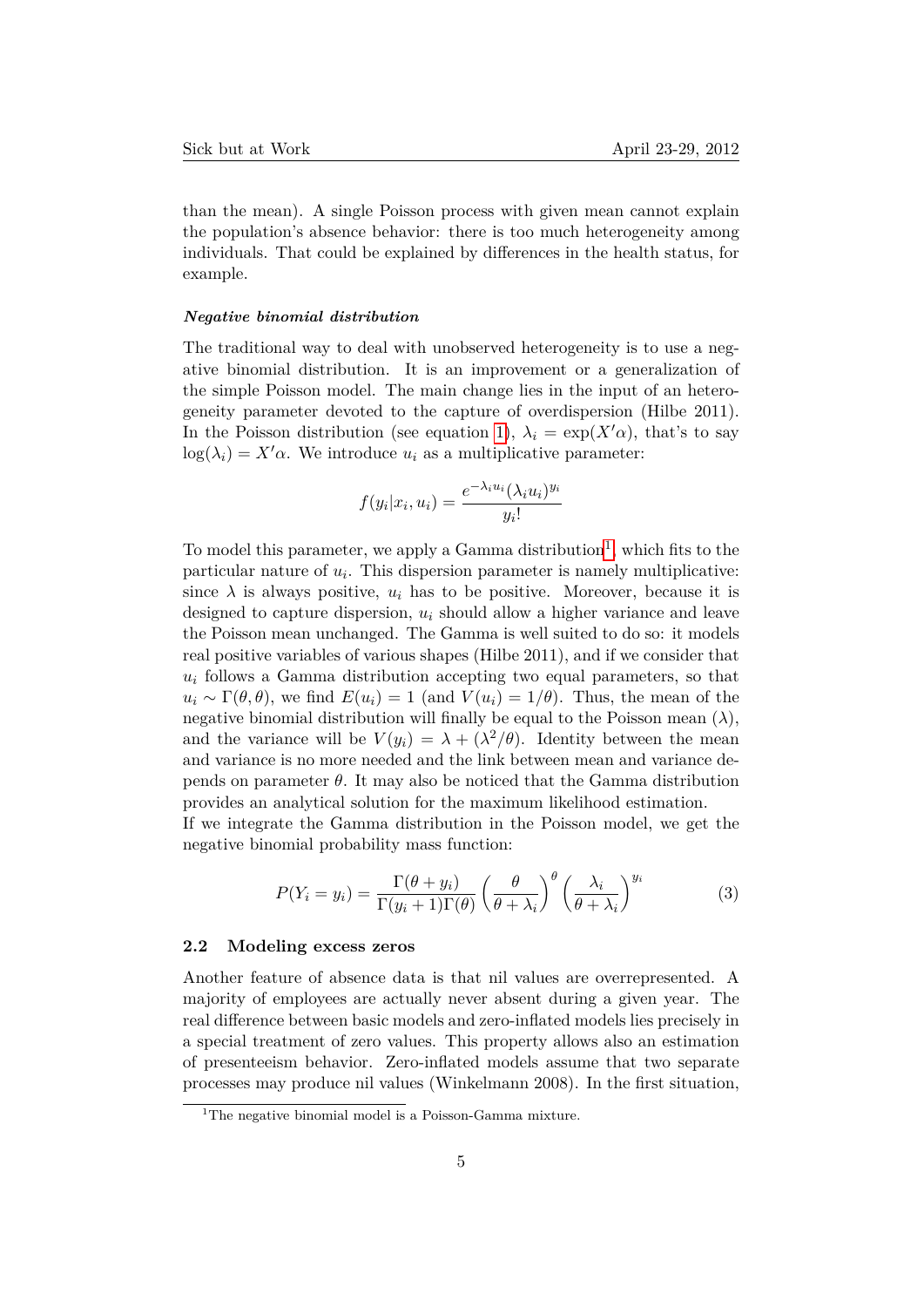than the mean). A single Poisson process with given mean cannot explain the population's absence behavior: there is too much heterogeneity among individuals. That could be explained by differences in the health status, for example.

***Negative binomial distribution***

The traditional way to deal with unobserved heterogeneity is to use a negative binomial distribution. It is an improvement or a generalization of the simple Poisson model. The main change lies in the input of an heterogeneity parameter devoted to the capture of overdispersion (Hilbe 2011). In the Poisson distribution (see equation 1), $\lambda_i = \exp(X'\alpha)$, that's to say $\log(\lambda_i) = X'\alpha$. We introduce $u_i$ as a multiplicative parameter:

$$f(y_i|x_i, u_i) = \frac{e^{-\lambda_i u_i}(\lambda_i u_i)^{y_i}}{y_i!}$$

To model this parameter, we apply a Gamma distribution[1], which fits to the particular nature of $u_i$. This dispersion parameter is namely multiplicative: since $\lambda$ is always positive, $u_i$ has to be positive. Moreover, because it is designed to capture dispersion, $u_i$ should allow a higher variance and leave the Poisson mean unchanged. The Gamma is well suited to do so: it models real positive variables of various shapes (Hilbe 2011), and if we consider that $u_i$ follows a Gamma distribution accepting two equal parameters, so that $u_i \sim \Gamma(\theta, \theta)$, we find $E(u_i) = 1$ (and $V(u_i) = 1/\theta$). Thus, the mean of the negative binomial distribution will finally be equal to the Poisson mean ($\lambda$), and the variance will be $V(y_i) = \lambda + (\lambda^2/\theta)$. Identity between the mean and variance is no more needed and the link between mean and variance depends on parameter $\theta$. It may also be noticed that the Gamma distribution provides an analytical solution for the maximum likelihood estimation.
If we integrate the Gamma distribution in the Poisson model, we get the negative binomial probability mass function:

$$P(Y_i = y_i) = \frac{\Gamma(\theta + y_i)}{\Gamma(y_i + 1)\Gamma(\theta)} \left(\frac{\theta}{\theta + \lambda_i}\right)^{\theta} \left(\frac{\lambda_i}{\theta + \lambda_i}\right)^{y_i} \tag{3}$$

### 2.2 Modeling excess zeros

Another feature of absence data is that nil values are overrepresented. A majority of employees are actually never absent during a given year. The real difference between basic models and zero-inflated models lies precisely in a special treatment of zero values. This property allows also an estimation of presenteeism behavior. Zero-inflated models assume that two separate processes may produce nil values (Winkelmann 2008). In the first situation,

[1] The negative binomial model is a Poisson-Gamma mixture.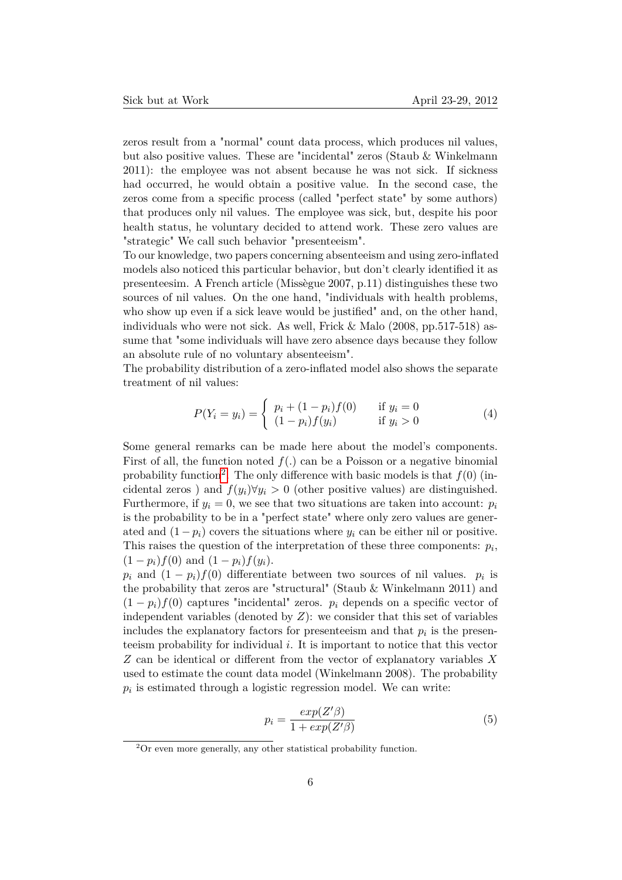zeros result from a "normal" count data process, which produces nil values, but also positive values. These are "incidental" zeros (Staub & Winkelmann 2011): the employee was not absent because he was not sick. If sickness had occurred, he would obtain a positive value. In the second case, the zeros come from a specific process (called "perfect state" by some authors) that produces only nil values. The employee was sick, but, despite his poor health status, he voluntary decided to attend work. These zero values are "strategic" We call such behavior "presenteeism".

To our knowledge, two papers concerning absenteeism and using zero-inflated models also noticed this particular behavior, but don't clearly identified it as presenteesim. A French article (Missègue 2007, p.11) distinguishes these two sources of nil values. On the one hand, "individuals with health problems, who show up even if a sick leave would be justified" and, on the other hand, individuals who were not sick. As well, Frick & Malo (2008, pp.517-518) assume that "some individuals will have zero absence days because they follow an absolute rule of no voluntary absenteeism".

The probability distribution of a zero-inflated model also shows the separate treatment of nil values:

$$P(Y_i = y_i) = \begin{cases} p_i + (1-p_i)f(0) & \text{if } y_i = 0 \\ (1-p_i)f(y_i) & \text{if } y_i > 0 \end{cases} \tag{4}$$

Some general remarks can be made here about the model's components. First of all, the function noted $f(.)$ can be a Poisson or a negative binomial probability function[2]. The only difference with basic models is that $f(0)$ (incidental zeros ) and $f(y_i)\forall y_i > 0$ (other positive values) are distinguished. Furthermore, if $y_i = 0$, we see that two situations are taken into account: $p_i$ is the probability to be in a "perfect state" where only zero values are generated and $(1-p_i)$ covers the situations where $y_i$ can be either nil or positive. This raises the question of the interpretation of these three components: $p_i$, $(1-p_i)f(0)$ and $(1-p_i)f(y_i)$.

$p_i$ and $(1-p_i)f(0)$ differentiate between two sources of nil values. $p_i$ is the probability that zeros are "structural" (Staub & Winkelmann 2011) and $(1-p_i)f(0)$ captures "incidental" zeros. $p_i$ depends on a specific vector of independent variables (denoted by $Z$): we consider that this set of variables includes the explanatory factors for presenteeism and that $p_i$ is the presenteeism probability for individual $i$. It is important to notice that this vector $Z$ can be identical or different from the vector of explanatory variables $X$ used to estimate the count data model (Winkelmann 2008). The probability $p_i$ is estimated through a logistic regression model. We can write:

$$p_i = \frac{exp(Z'\beta)}{1 + exp(Z'\beta)} \tag{5}$$

[2] Or even more generally, any other statistical probability function.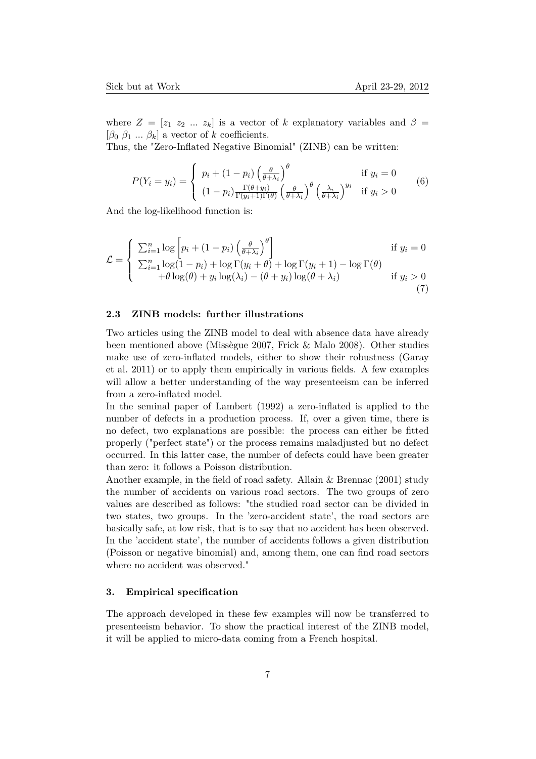where $Z = [z_1 \ z_2 \ ... \ z_k]$ is a vector of $k$ explanatory variables and $\beta = [\beta_0 \ \beta_1 \ ... \ \beta_k]$ a vector of $k$ coefficients.
Thus, the "Zero-Inflated Negative Binomial" (ZINB) can be written:

$$P(Y_i = y_i) = \begin{cases} p_i + (1-p_i)\left(\frac{\theta}{\theta+\lambda_i}\right)^{\theta} & \text{if } y_i = 0 \\ (1-p_i)\frac{\Gamma(\theta+y_i)}{\Gamma(y_i+1)\Gamma(\theta)}\left(\frac{\theta}{\theta+\lambda_i}\right)^{\theta}\left(\frac{\lambda_i}{\theta+\lambda_i}\right)^{y_i} & \text{if } y_i > 0 \end{cases} \tag{6}$$

And the log-likelihood function is:

$$\mathcal{L} = \begin{cases} \sum_{i=1}^{n} \log\left[p_i + (1-p_i)\left(\frac{\theta}{\theta+\lambda_i}\right)^{\theta}\right] & \text{if } y_i = 0 \\ \sum_{i=1}^{n} \log(1-p_i) + \log\Gamma(y_i+\theta) + \log\Gamma(y_i+1) - \log\Gamma(\theta) & \\ \quad +\theta\log(\theta) + y_i\log(\lambda_i) - (\theta+y_i)\log(\theta+\lambda_i) & \text{if } y_i > 0 \end{cases} \tag{7}$$

### 2.3 ZINB models: further illustrations

Two articles using the ZINB model to deal with absence data have already been mentioned above (Missègue 2007, Frick & Malo 2008). Other studies make use of zero-inflated models, either to show their robustness (Garay et al. 2011) or to apply them empirically in various fields. A few examples will allow a better understanding of the way presenteeism can be inferred from a zero-inflated model.
In the seminal paper of Lambert (1992) a zero-inflated is applied to the number of defects in a production process. If, over a given time, there is no defect, two explanations are possible: the process can either be fitted properly ("perfect state") or the process remains maladjusted but no defect occurred. In this latter case, the number of defects could have been greater than zero: it follows a Poisson distribution.
Another example, in the field of road safety. Allain & Brennac (2001) study the number of accidents on various road sectors. The two groups of zero values are described as follows: "the studied road sector can be divided in two states, two groups. In the 'zero-accident state', the road sectors are basically safe, at low risk, that is to say that no accident has been observed. In the 'accident state', the number of accidents follows a given distribution (Poisson or negative binomial) and, among them, one can find road sectors where no accident was observed."

## 3. Empirical specification

The approach developed in these few examples will now be transferred to presenteeism behavior. To show the practical interest of the ZINB model, it will be applied to micro-data coming from a French hospital.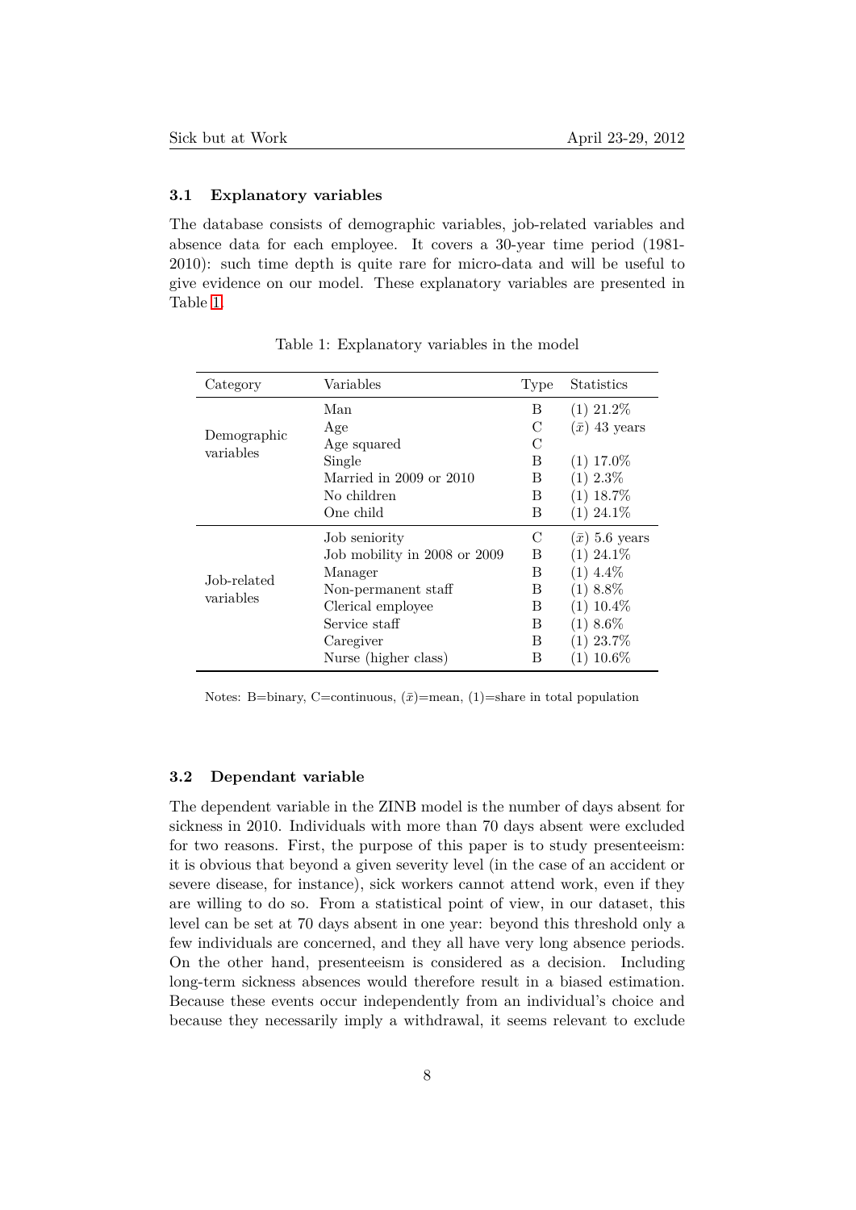### 3.1 Explanatory variables

The database consists of demographic variables, job-related variables and absence data for each employee. It covers a 30-year time period (1981-2010): such time depth is quite rare for micro-data and will be useful to give evidence on our model. These explanatory variables are presented in Table 1.

Table 1: Explanatory variables in the model

| Category | Variables | Type | Statistics |
|---|---|---|---|
| Demographic variables | Man | B | (1) 21.2% |
| | Age | C | ($\bar{x}$) 43 years |
| | Age squared | C | |
| | Single | B | (1) 17.0% |
| | Married in 2009 or 2010 | B | (1) 2.3% |
| | No children | B | (1) 18.7% |
| | One child | B | (1) 24.1% |
| Job-related variables | Job seniority | C | ($\bar{x}$) 5.6 years |
| | Job mobility in 2008 or 2009 | B | (1) 24.1% |
| | Manager | B | (1) 4.4% |
| | Non-permanent staff | B | (1) 8.8% |
| | Clerical employee | B | (1) 10.4% |
| | Service staff | B | (1) 8.6% |
| | Caregiver | B | (1) 23.7% |
| | Nurse (higher class) | B | (1) 10.6% |

Notes: B=binary, C=continuous, ($\bar{x}$)=mean, (1)=share in total population

### 3.2 Dependant variable

The dependent variable in the ZINB model is the number of days absent for sickness in 2010. Individuals with more than 70 days absent were excluded for two reasons. First, the purpose of this paper is to study presenteeism: it is obvious that beyond a given severity level (in the case of an accident or severe disease, for instance), sick workers cannot attend work, even if they are willing to do so. From a statistical point of view, in our dataset, this level can be set at 70 days absent in one year: beyond this threshold only a few individuals are concerned, and they all have very long absence periods. On the other hand, presenteeism is considered as a decision. Including long-term sickness absences would therefore result in a biased estimation. Because these events occur independently from an individual's choice and because they necessarily imply a withdrawal, it seems relevant to exclude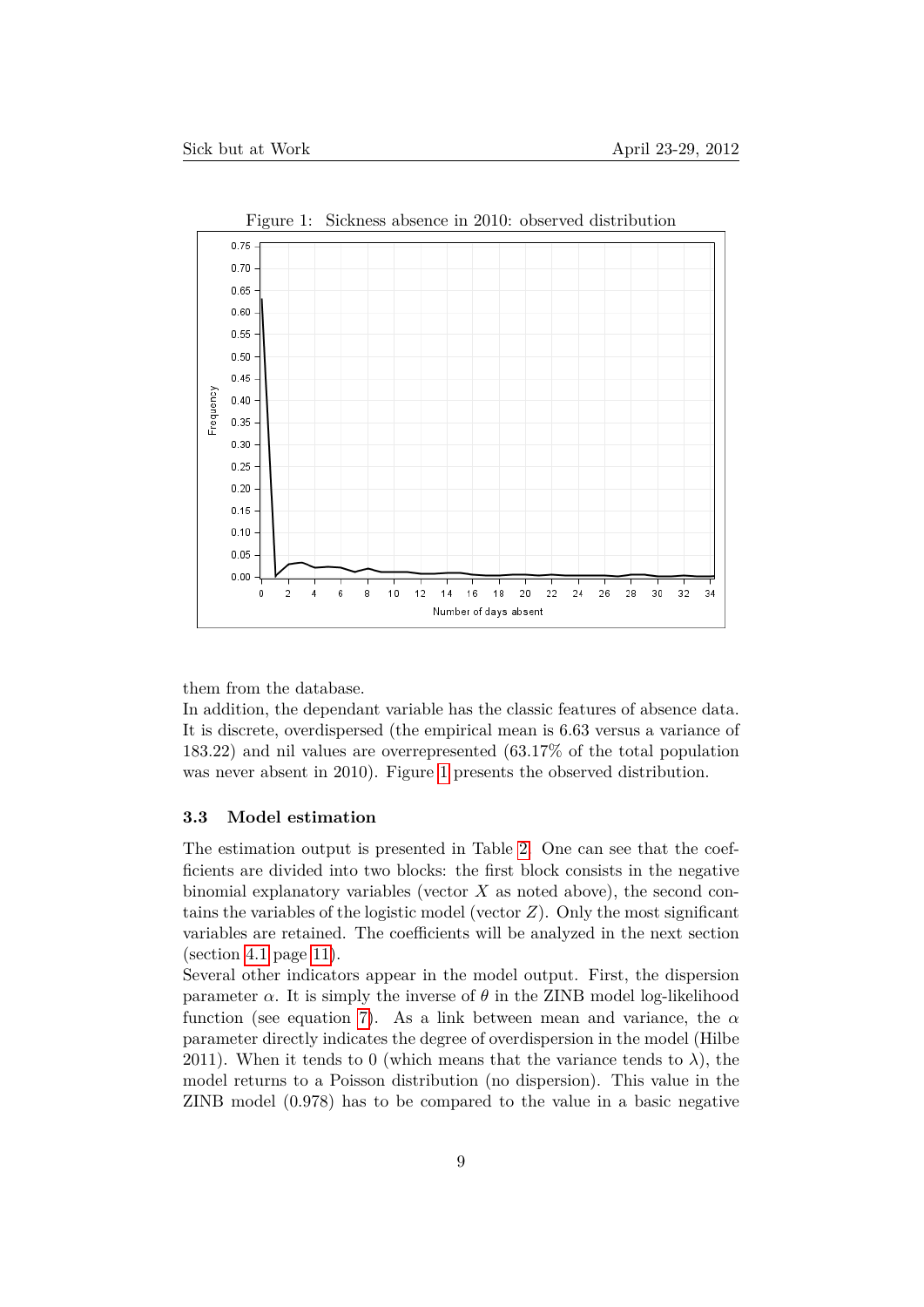Figure 1: Sickness absence in 2010: observed distribution

them from the database.
In addition, the dependant variable has the classic features of absence data. It is discrete, overdispersed (the empirical mean is 6.63 versus a variance of 183.22) and nil values are overrepresented (63.17% of the total population was never absent in 2010). Figure 1 presents the observed distribution.

### 3.3 Model estimation

The estimation output is presented in Table 2. One can see that the coefficients are divided into two blocks: the first block consists in the negative binomial explanatory variables (vector $X$ as noted above), the second contains the variables of the logistic model (vector $Z$). Only the most significant variables are retained. The coefficients will be analyzed in the next section (section 4.1 page 11).
Several other indicators appear in the model output. First, the dispersion parameter $\alpha$. It is simply the inverse of $\theta$ in the ZINB model log-likelihood function (see equation 7). As a link between mean and variance, the $\alpha$ parameter directly indicates the degree of overdispersion in the model (Hilbe 2011). When it tends to 0 (which means that the variance tends to $\lambda$), the model returns to a Poisson distribution (no dispersion). This value in the ZINB model (0.978) has to be compared to the value in a basic negative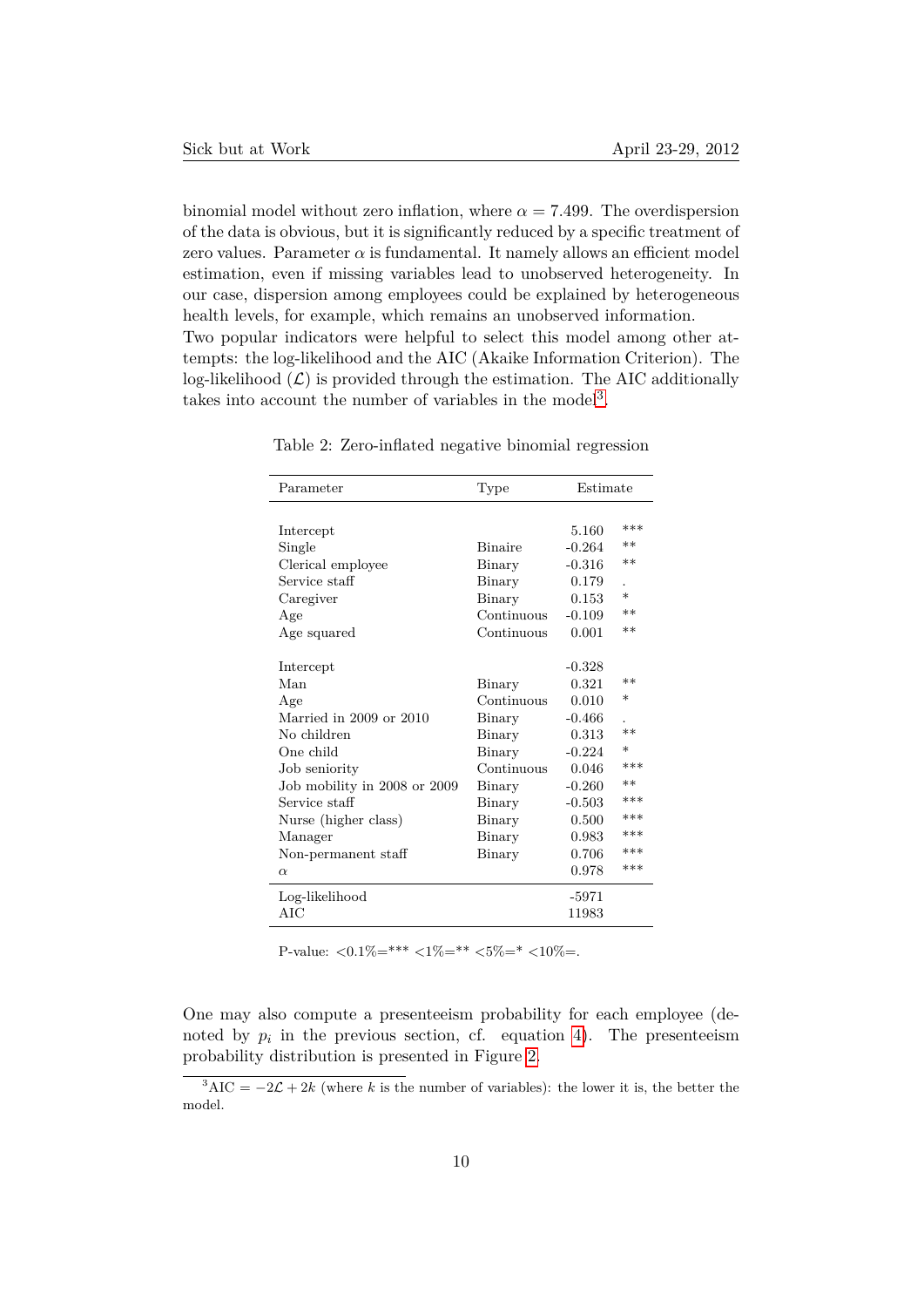binomial model without zero inflation, where $\alpha = 7.499$. The overdispersion of the data is obvious, but it is significantly reduced by a specific treatment of zero values. Parameter $\alpha$ is fundamental. It namely allows an efficient model estimation, even if missing variables lead to unobserved heterogeneity. In our case, dispersion among employees could be explained by heterogeneous health levels, for example, which remains an unobserved information.
Two popular indicators were helpful to select this model among other attempts: the log-likelihood and the AIC (Akaike Information Criterion). The log-likelihood ($\mathcal{L}$) is provided through the estimation. The AIC additionally takes into account the number of variables in the model[3].

Table 2: Zero-inflated negative binomial regression

| Parameter | Type | Estimate | |
|---|---|---|---|
| Intercept | | 5.160 | *** |
| Single | Binaire | -0.264 | ** |
| Clerical employee | Binary | -0.316 | ** |
| Service staff | Binary | 0.179 | . |
| Caregiver | Binary | 0.153 | * |
| Age | Continuous | -0.109 | ** |
| Age squared | Continuous | 0.001 | ** |
| Intercept | | -0.328 | |
| Man | Binary | 0.321 | ** |
| Age | Continuous | 0.010 | * |
| Married in 2009 or 2010 | Binary | -0.466 | . |
| No children | Binary | 0.313 | ** |
| One child | Binary | -0.224 | * |
| Job seniority | Continuous | 0.046 | *** |
| Job mobility in 2008 or 2009 | Binary | -0.260 | ** |
| Service staff | Binary | -0.503 | *** |
| Nurse (higher class) | Binary | 0.500 | *** |
| Manager | Binary | 0.983 | *** |
| Non-permanent staff | Binary | 0.706 | *** |
| $\alpha$ | | 0.978 | *** |
| Log-likelihood | | -5971 | |
| AIC | | 11983 | |

P-value: <0.1%=*** <1%=** <5%=* <10%=.

One may also compute a presenteeism probability for each employee (denoted by $p_i$ in the previous section, cf. equation 4). The presenteeism probability distribution is presented in Figure 2.

[3] $\text{AIC} = -2\mathcal{L} + 2k$ (where $k$ is the number of variables): the lower it is, the better the model.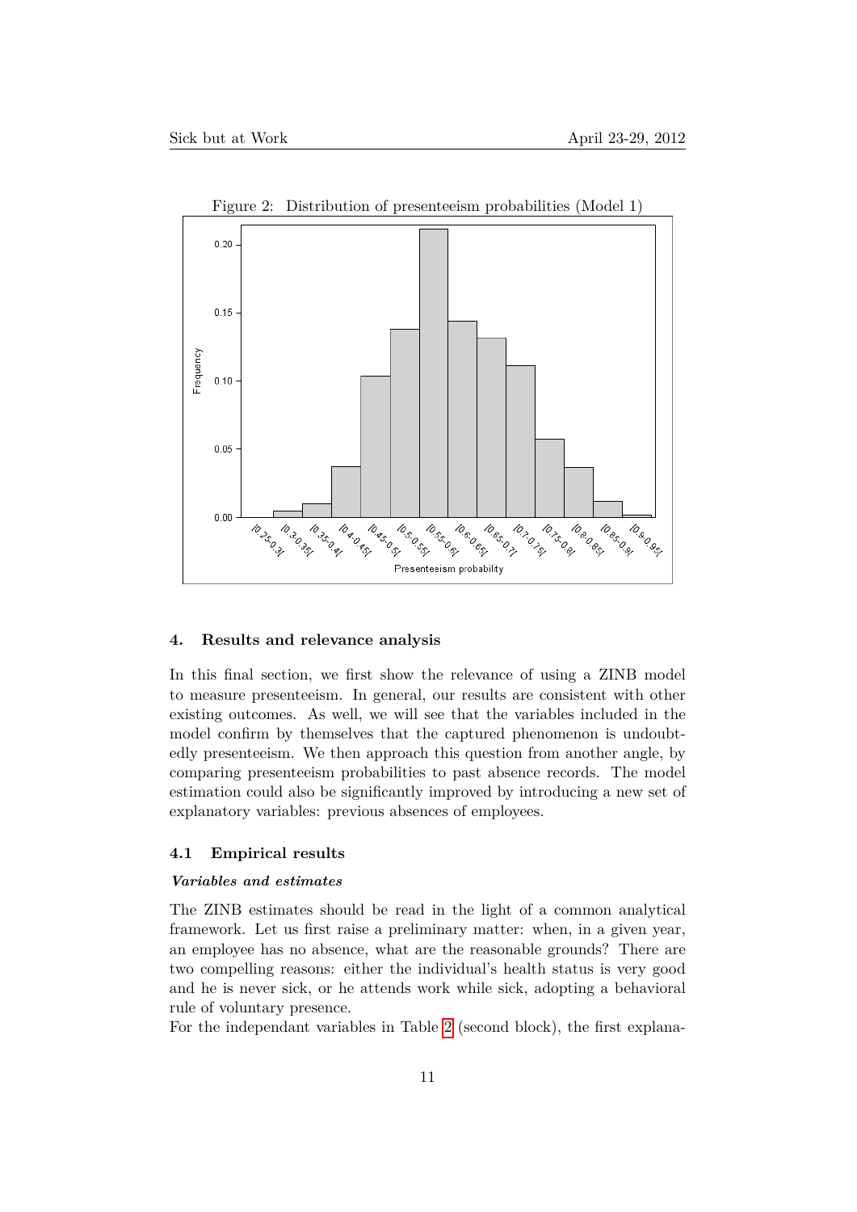Figure 2: Distribution of presenteeism probabilities (Model 1)

## 4. Results and relevance analysis

In this final section, we first show the relevance of using a ZINB model to measure presenteeism. In general, our results are consistent with other existing outcomes. As well, we will see that the variables included in the model confirm by themselves that the captured phenomenon is undoubtedly presenteeism. We then approach this question from another angle, by comparing presenteeism probabilities to past absence records. The model estimation could also be significantly improved by introducing a new set of explanatory variables: previous absences of employees.

### 4.1 Empirical results

***Variables and estimates***

The ZINB estimates should be read in the light of a common analytical framework. Let us first raise a preliminary matter: when, in a given year, an employee has no absence, what are the reasonable grounds? There are two compelling reasons: either the individual's health status is very good and he is never sick, or he attends work while sick, adopting a behavioral rule of voluntary presence.

For the independant variables in Table 2 (second block), the first explana-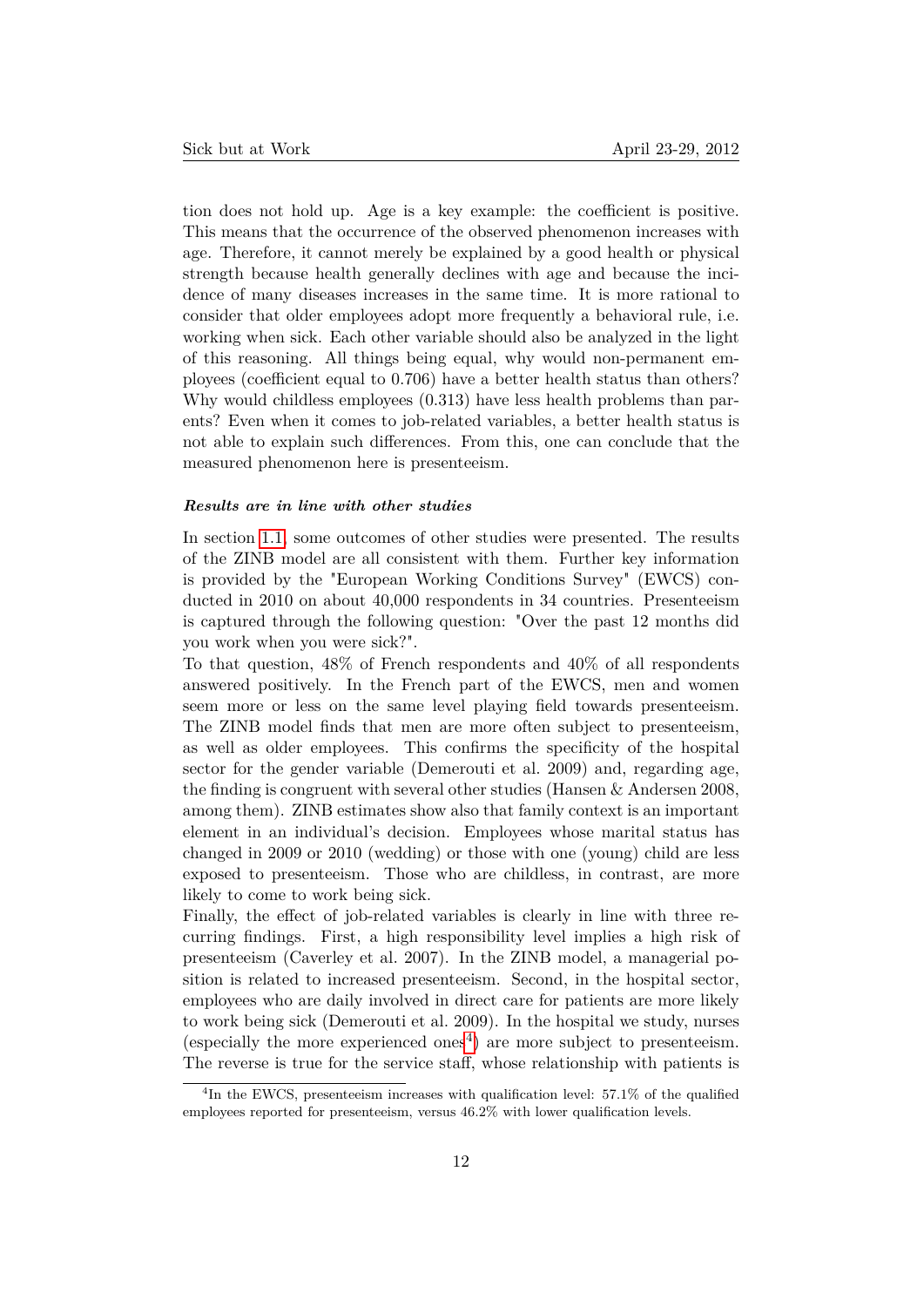tion does not hold up. Age is a key example: the coefficient is positive. This means that the occurrence of the observed phenomenon increases with age. Therefore, it cannot merely be explained by a good health or physical strength because health generally declines with age and because the incidence of many diseases increases in the same time. It is more rational to consider that older employees adopt more frequently a behavioral rule, i.e. working when sick. Each other variable should also be analyzed in the light of this reasoning. All things being equal, why would non-permanent employees (coefficient equal to 0.706) have a better health status than others? Why would childless employees (0.313) have less health problems than parents? Even when it comes to job-related variables, a better health status is not able to explain such differences. From this, one can conclude that the measured phenomenon here is presenteeism.

***Results are in line with other studies***

In section 1.1, some outcomes of other studies were presented. The results of the ZINB model are all consistent with them. Further key information is provided by the "European Working Conditions Survey" (EWCS) conducted in 2010 on about 40,000 respondents in 34 countries. Presenteeism is captured through the following question: "Over the past 12 months did you work when you were sick?".

To that question, 48% of French respondents and 40% of all respondents answered positively. In the French part of the EWCS, men and women seem more or less on the same level playing field towards presenteeism. The ZINB model finds that men are more often subject to presenteeism, as well as older employees. This confirms the specificity of the hospital sector for the gender variable (Demerouti et al. 2009) and, regarding age, the finding is congruent with several other studies (Hansen & Andersen 2008, among them). ZINB estimates show also that family context is an important element in an individual's decision. Employees whose marital status has changed in 2009 or 2010 (wedding) or those with one (young) child are less exposed to presenteeism. Those who are childless, in contrast, are more likely to come to work being sick.

Finally, the effect of job-related variables is clearly in line with three recurring findings. First, a high responsibility level implies a high risk of presenteeism (Caverley et al. 2007). In the ZINB model, a managerial position is related to increased presenteeism. Second, in the hospital sector, employees who are daily involved in direct care for patients are more likely to work being sick (Demerouti et al. 2009). In the hospital we study, nurses (especially the more experienced ones[4]) are more subject to presenteeism. The reverse is true for the service staff, whose relationship with patients is

[4]In the EWCS, presenteeism increases with qualification level: 57.1% of the qualified employees reported for presenteeism, versus 46.2% with lower qualification levels.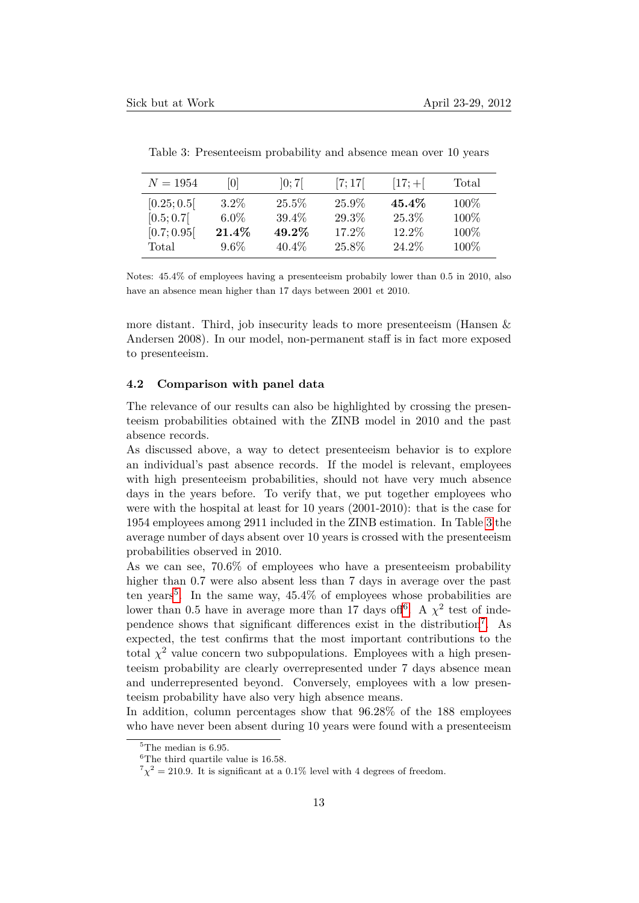Table 3: Presenteeism probability and absence mean over 10 years

| $N = 1954$ | $[0]$ | $]0;7[$ | $[7;17[$ | $[17;+[$ | Total |
|---|---|---|---|---|---|
| $[0.25;0.5[$ | 3.2% | 25.5% | 25.9% | **45.4%** | 100% |
| $[0.5;0.7[$ | 6.0% | 39.4% | 29.3% | 25.3% | 100% |
| $[0.7;0.95[$ | **21.4%** | **49.2%** | 17.2% | 12.2% | 100% |
| Total | 9.6% | 40.4% | 25.8% | 24.2% | 100% |

Notes: 45.4% of employees having a presenteeism probabily lower than 0.5 in 2010, also have an absence mean higher than 17 days between 2001 et 2010.

more distant. Third, job insecurity leads to more presenteeism (Hansen & Andersen 2008). In our model, non-permanent staff is in fact more exposed to presenteeism.

### 4.2 Comparison with panel data

The relevance of our results can also be highlighted by crossing the presenteeism probabilities obtained with the ZINB model in 2010 and the past absence records.

As discussed above, a way to detect presenteeism behavior is to explore an individual's past absence records. If the model is relevant, employees with high presenteeism probabilities, should not have very much absence days in the years before. To verify that, we put together employees who were with the hospital at least for 10 years (2001-2010): that is the case for 1954 employees among 2911 included in the ZINB estimation. In Table 3 the average number of days absent over 10 years is crossed with the presenteeism probabilities observed in 2010.

As we can see, 70.6% of employees who have a presenteeism probability higher than 0.7 were also absent less than 7 days in average over the past ten years[5]. In the same way, 45.4% of employees whose probabilities are lower than 0.5 have in average more than 17 days off[6]. A $\chi^2$ test of independence shows that significant differences exist in the distribution[7]. As expected, the test confirms that the most important contributions to the total $\chi^2$ value concern two subpopulations. Employees with a high presenteeism probability are clearly overrepresented under 7 days absence mean and underrepresented beyond. Conversely, employees with a low presenteeism probability have also very high absence means.

In addition, column percentages show that 96.28% of the 188 employees who have never been absent during 10 years were found with a presenteeism

[5] The median is 6.95.

[6] The third quartile value is 16.58.

[7] $\chi^2 = 210.9$. It is significant at a 0.1% level with 4 degrees of freedom.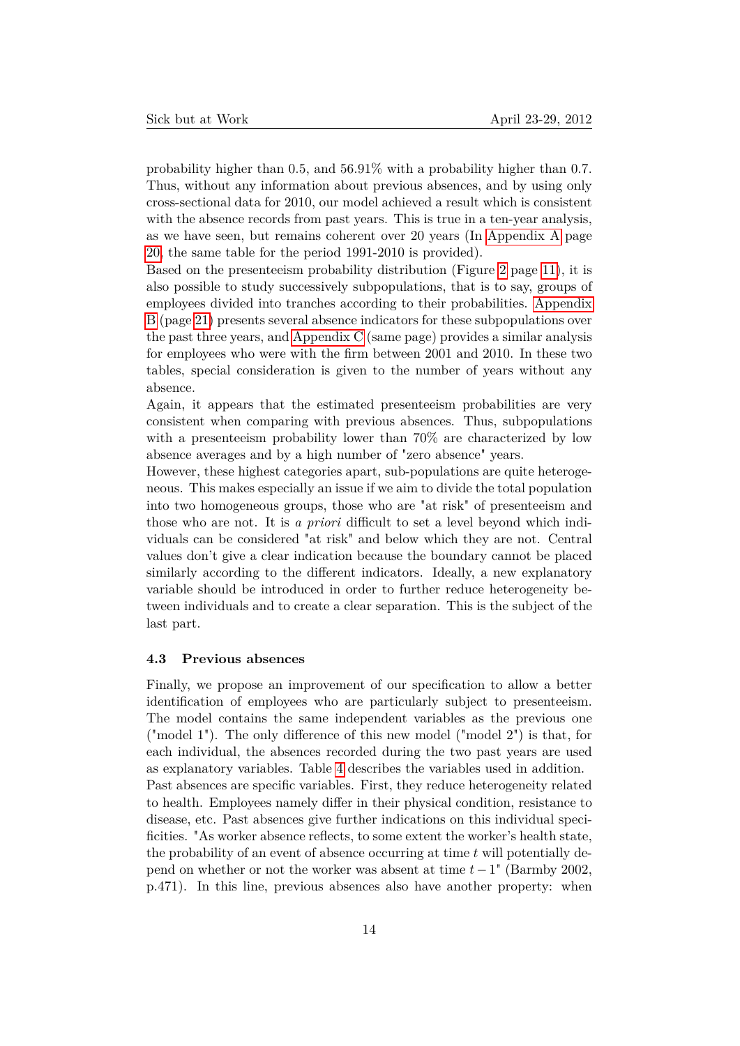probability higher than 0.5, and 56.91% with a probability higher than 0.7. Thus, without any information about previous absences, and by using only cross-sectional data for 2010, our model achieved a result which is consistent with the absence records from past years. This is true in a ten-year analysis, as we have seen, but remains coherent over 20 years (In Appendix A page 20, the same table for the period 1991-2010 is provided).

Based on the presenteeism probability distribution (Figure 2 page 11), it is also possible to study successively subpopulations, that is to say, groups of employees divided into tranches according to their probabilities. Appendix B (page 21) presents several absence indicators for these subpopulations over the past three years, and Appendix C (same page) provides a similar analysis for employees who were with the firm between 2001 and 2010. In these two tables, special consideration is given to the number of years without any absence.

Again, it appears that the estimated presenteeism probabilities are very consistent when comparing with previous absences. Thus, subpopulations with a presenteeism probability lower than 70% are characterized by low absence averages and by a high number of "zero absence" years.

However, these highest categories apart, sub-populations are quite heterogeneous. This makes especially an issue if we aim to divide the total population into two homogeneous groups, those who are "at risk" of presenteeism and those who are not. It is *a priori* difficult to set a level beyond which individuals can be considered "at risk" and below which they are not. Central values don't give a clear indication because the boundary cannot be placed similarly according to the different indicators. Ideally, a new explanatory variable should be introduced in order to further reduce heterogeneity between individuals and to create a clear separation. This is the subject of the last part.

### 4.3 Previous absences

Finally, we propose an improvement of our specification to allow a better identification of employees who are particularly subject to presenteeism. The model contains the same independent variables as the previous one ("model 1"). The only difference of this new model ("model 2") is that, for each individual, the absences recorded during the two past years are used as explanatory variables. Table 4 describes the variables used in addition.

Past absences are specific variables. First, they reduce heterogeneity related to health. Employees namely differ in their physical condition, resistance to disease, etc. Past absences give further indications on this individual specificities. "As worker absence reflects, to some extent the worker's health state, the probability of an event of absence occurring at time $t$ will potentially depend on whether or not the worker was absent at time $t-1$" (Barmby 2002, p.471). In this line, previous absences also have another property: when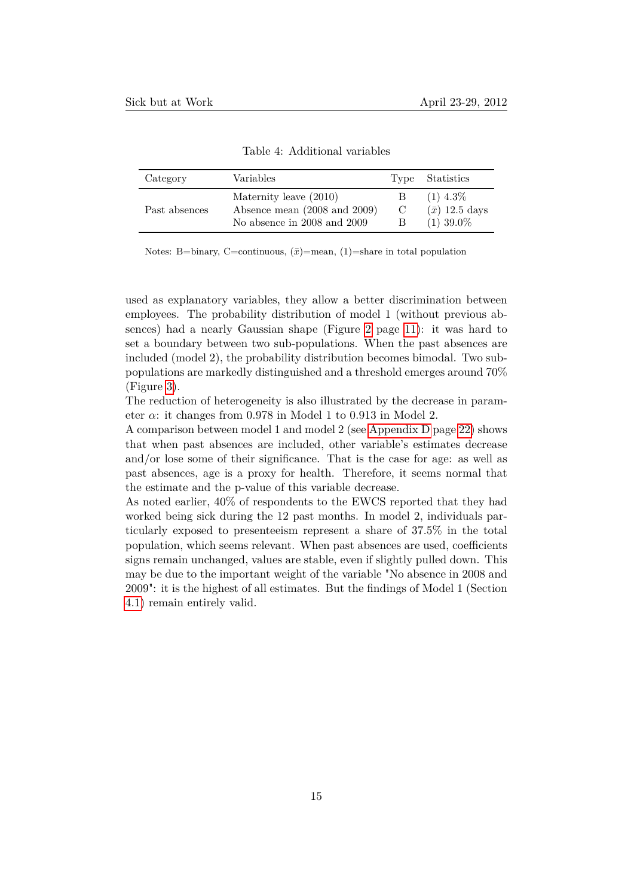Table 4: Additional variables

| Category | Variables | Type | Statistics |
|---|---|---|---|
| Past absences | Maternity leave (2010) | B | (1) 4.3% |
| | Absence mean (2008 and 2009) | C | ($\bar{x}$) 12.5 days |
| | No absence in 2008 and 2009 | B | (1) 39.0% |

Notes: B=binary, C=continuous, ($\bar{x}$)=mean, (1)=share in total population

used as explanatory variables, they allow a better discrimination between employees. The probability distribution of model 1 (without previous absences) had a nearly Gaussian shape (Figure 2 page 11): it was hard to set a boundary between two sub-populations. When the past absences are included (model 2), the probability distribution becomes bimodal. Two sub-populations are markedly distinguished and a threshold emerges around 70% (Figure 3).

The reduction of heterogeneity is also illustrated by the decrease in parameter $\alpha$: it changes from 0.978 in Model 1 to 0.913 in Model 2.

A comparison between model 1 and model 2 (see Appendix D page 22) shows that when past absences are included, other variable's estimates decrease and/or lose some of their significance. That is the case for age: as well as past absences, age is a proxy for health. Therefore, it seems normal that the estimate and the p-value of this variable decrease.

As noted earlier, 40% of respondents to the EWCS reported that they had worked being sick during the 12 past months. In model 2, individuals particularly exposed to presenteeism represent a share of 37.5% in the total population, which seems relevant. When past absences are used, coefficients signs remain unchanged, values are stable, even if slightly pulled down. This may be due to the important weight of the variable "No absence in 2008 and 2009": it is the highest of all estimates. But the findings of Model 1 (Section 4.1) remain entirely valid.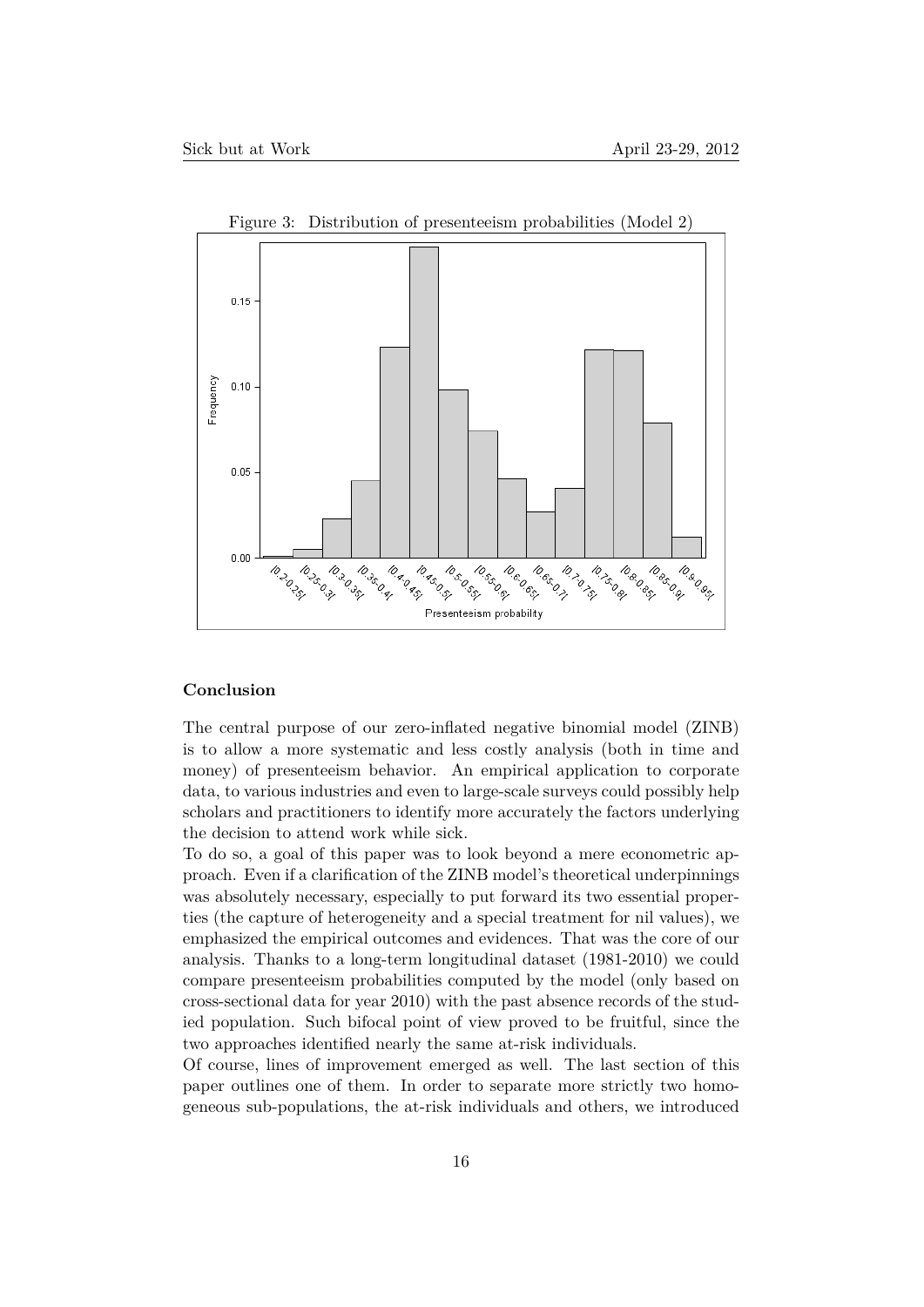Figure 3: Distribution of presenteeism probabilities (Model 2)

## Conclusion

The central purpose of our zero-inflated negative binomial model (ZINB) is to allow a more systematic and less costly analysis (both in time and money) of presenteeism behavior. An empirical application to corporate data, to various industries and even to large-scale surveys could possibly help scholars and practitioners to identify more accurately the factors underlying the decision to attend work while sick.

To do so, a goal of this paper was to look beyond a mere econometric approach. Even if a clarification of the ZINB model's theoretical underpinnings was absolutely necessary, especially to put forward its two essential properties (the capture of heterogeneity and a special treatment for nil values), we emphasized the empirical outcomes and evidences. That was the core of our analysis. Thanks to a long-term longitudinal dataset (1981-2010) we could compare presenteeism probabilities computed by the model (only based on cross-sectional data for year 2010) with the past absence records of the studied population. Such bifocal point of view proved to be fruitful, since the two approaches identified nearly the same at-risk individuals.

Of course, lines of improvement emerged as well. The last section of this paper outlines one of them. In order to separate more strictly two homogeneous sub-populations, the at-risk individuals and others, we introduced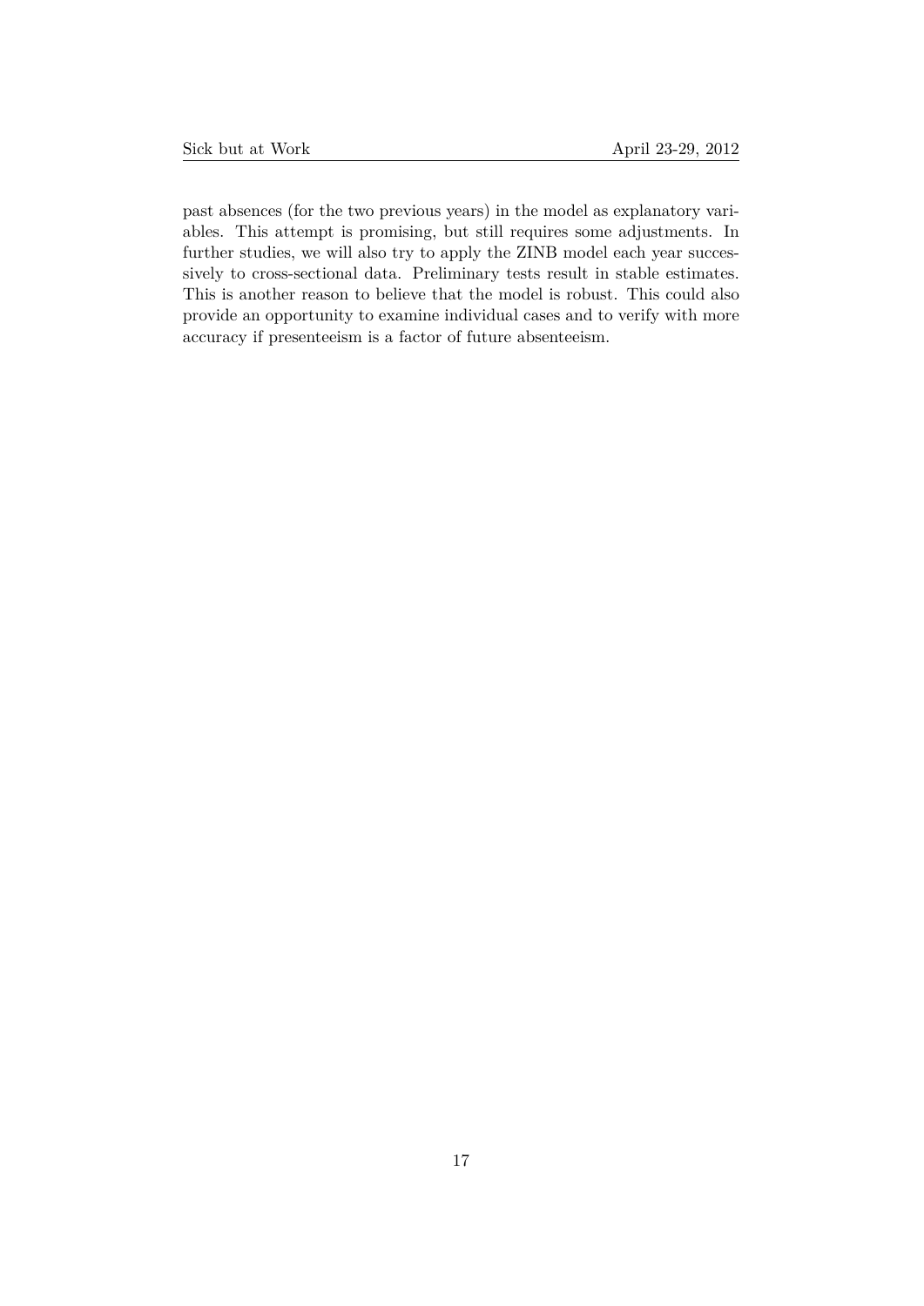past absences (for the two previous years) in the model as explanatory variables. This attempt is promising, but still requires some adjustments. In further studies, we will also try to apply the ZINB model each year successively to cross-sectional data. Preliminary tests result in stable estimates. This is another reason to believe that the model is robust. This could also provide an opportunity to examine individual cases and to verify with more accuracy if presenteeism is a factor of future absenteeism.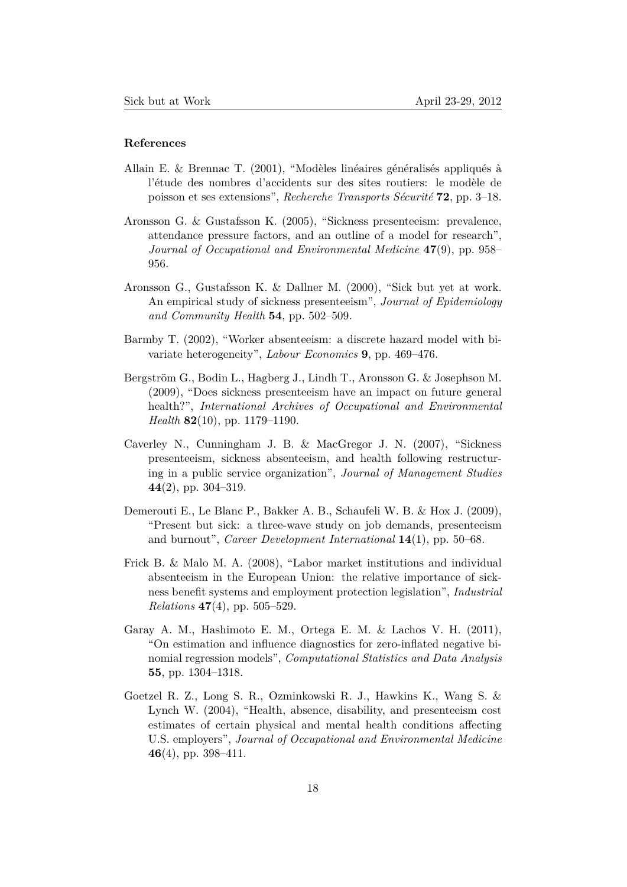**References**

Allain E. & Brennac T. (2001), "Modèles linéaires généralisés appliqués à l'étude des nombres d'accidents sur des sites routiers: le modèle de poisson et ses extensions", *Recherche Transports Sécurité* **72**, pp. 3–18.

Aronsson G. & Gustafsson K. (2005), "Sickness presenteeism: prevalence, attendance pressure factors, and an outline of a model for research", *Journal of Occupational and Environmental Medicine* **47**(9), pp. 958–956.

Aronsson G., Gustafsson K. & Dallner M. (2000), "Sick but yet at work. An empirical study of sickness presenteeism", *Journal of Epidemiology and Community Health* **54**, pp. 502–509.

Barmby T. (2002), "Worker absenteeism: a discrete hazard model with bivariate heterogeneity", *Labour Economics* **9**, pp. 469–476.

Bergström G., Bodin L., Hagberg J., Lindh T., Aronsson G. & Josephson M. (2009), "Does sickness presenteeism have an impact on future general health?", *International Archives of Occupational and Environmental Health* **82**(10), pp. 1179–1190.

Caverley N., Cunningham J. B. & MacGregor J. N. (2007), "Sickness presenteeism, sickness absenteeism, and health following restructuring in a public service organization", *Journal of Management Studies* **44**(2), pp. 304–319.

Demerouti E., Le Blanc P., Bakker A. B., Schaufeli W. B. & Hox J. (2009), "Present but sick: a three-wave study on job demands, presenteeism and burnout", *Career Development International* **14**(1), pp. 50–68.

Frick B. & Malo M. A. (2008), "Labor market institutions and individual absenteeism in the European Union: the relative importance of sickness benefit systems and employment protection legislation", *Industrial Relations* **47**(4), pp. 505–529.

Garay A. M., Hashimoto E. M., Ortega E. M. & Lachos V. H. (2011), "On estimation and influence diagnostics for zero-inflated negative binomial regression models", *Computational Statistics and Data Analysis* **55**, pp. 1304–1318.

Goetzel R. Z., Long S. R., Ozminkowski R. J., Hawkins K., Wang S. & Lynch W. (2004), "Health, absence, disability, and presenteeism cost estimates of certain physical and mental health conditions affecting U.S. employers", *Journal of Occupational and Environmental Medicine* **46**(4), pp. 398–411.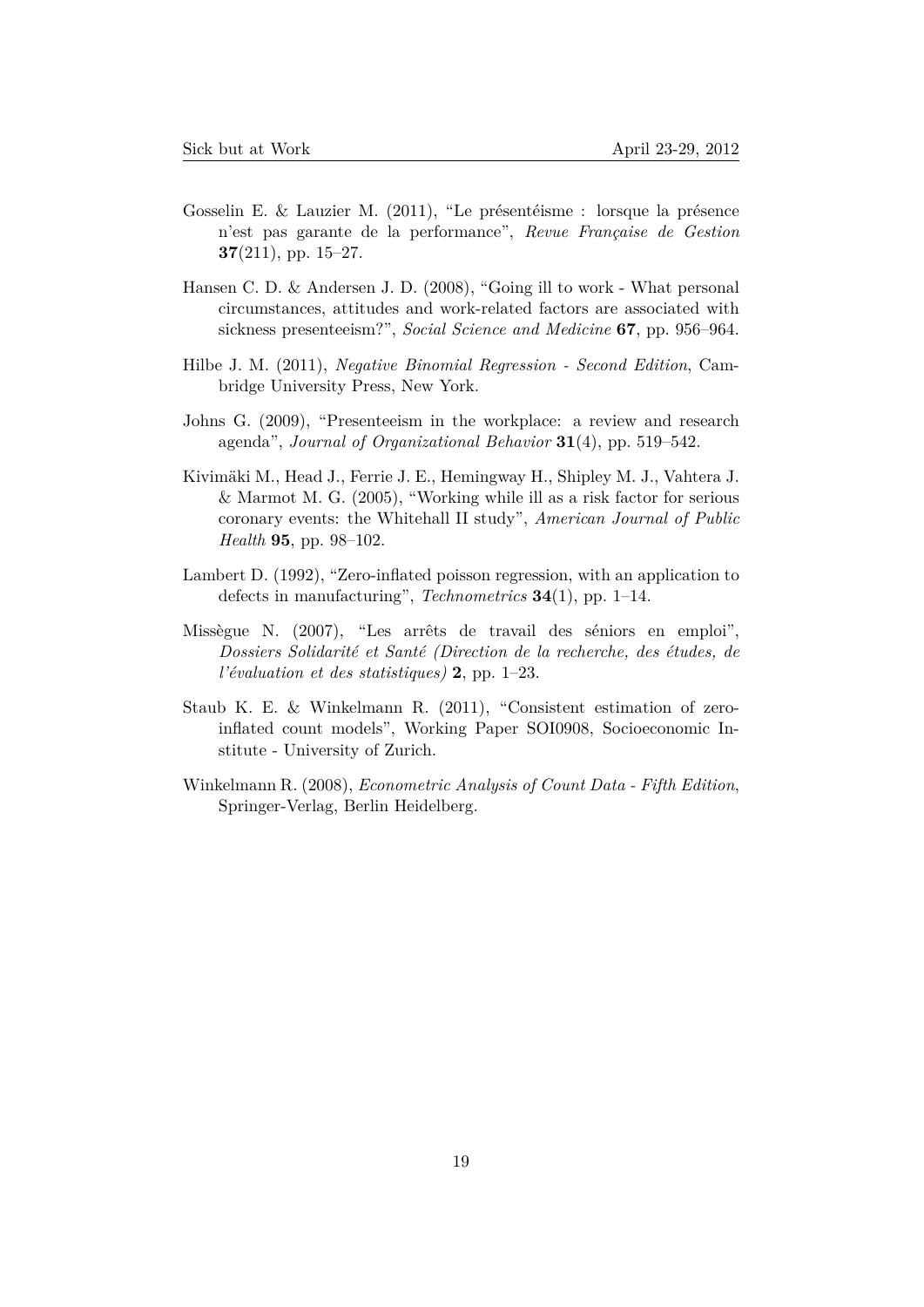Gosselin E. & Lauzier M. (2011), "Le présentéisme : lorsque la présence n'est pas garante de la performance", *Revue Française de Gestion* **37**(211), pp. 15–27.

Hansen C. D. & Andersen J. D. (2008), "Going ill to work - What personal circumstances, attitudes and work-related factors are associated with sickness presenteeism?", *Social Science and Medicine* **67**, pp. 956–964.

Hilbe J. M. (2011), *Negative Binomial Regression - Second Edition*, Cambridge University Press, New York.

Johns G. (2009), "Presenteeism in the workplace: a review and research agenda", *Journal of Organizational Behavior* **31**(4), pp. 519–542.

Kivimäki M., Head J., Ferrie J. E., Hemingway H., Shipley M. J., Vahtera J. & Marmot M. G. (2005), "Working while ill as a risk factor for serious coronary events: the Whitehall II study", *American Journal of Public Health* **95**, pp. 98–102.

Lambert D. (1992), "Zero-inflated poisson regression, with an application to defects in manufacturing", *Technometrics* **34**(1), pp. 1–14.

Missègue N. (2007), "Les arrêts de travail des séniors en emploi", *Dossiers Solidarité et Santé (Direction de la recherche, des études, de l'évaluation et des statistiques)* **2**, pp. 1–23.

Staub K. E. & Winkelmann R. (2011), "Consistent estimation of zero-inflated count models", Working Paper SOI0908, Socioeconomic Institute - University of Zurich.

Winkelmann R. (2008), *Econometric Analysis of Count Data - Fifth Edition*, Springer-Verlag, Berlin Heidelberg.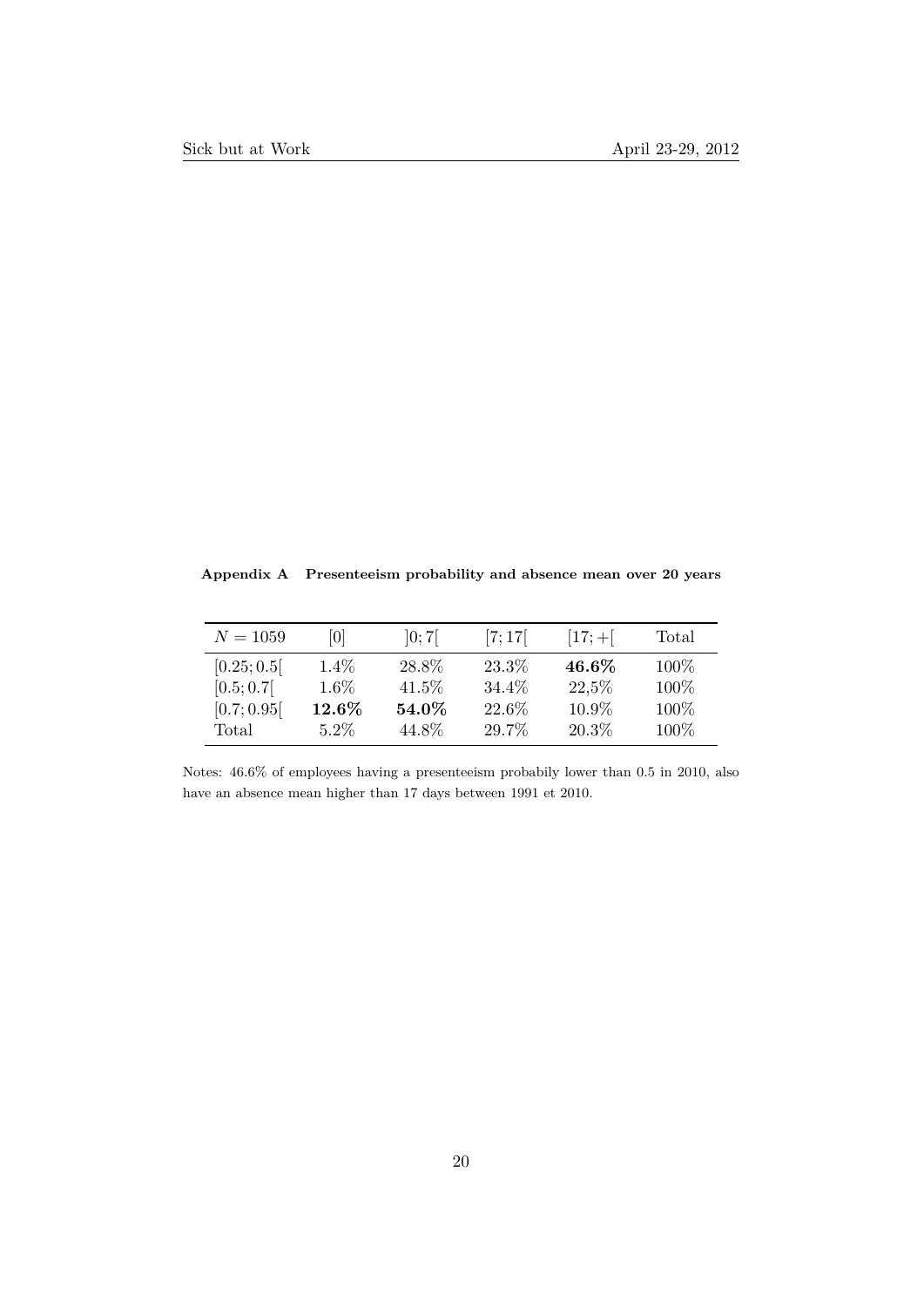**Appendix A Presenteeism probability and absence mean over 20 years**

| $N = 1059$ | $[0]$ | $]0;7[$ | $[7;17[$ | $[17;+[$ | Total |
|---|---|---|---|---|---|
| $[0.25;0.5[$ | 1.4% | 28.8% | 23.3% | **46.6%** | 100% |
| $[0.5;0.7[$ | 1.6% | 41.5% | 34.4% | 22,5% | 100% |
| $[0.7;0.95[$ | **12.6%** | **54.0%** | 22.6% | 10.9% | 100% |
| Total | 5.2% | 44.8% | 29.7% | 20.3% | 100% |

Notes: 46.6% of employees having a presenteeism probabily lower than 0.5 in 2010, also have an absence mean higher than 17 days between 1991 et 2010.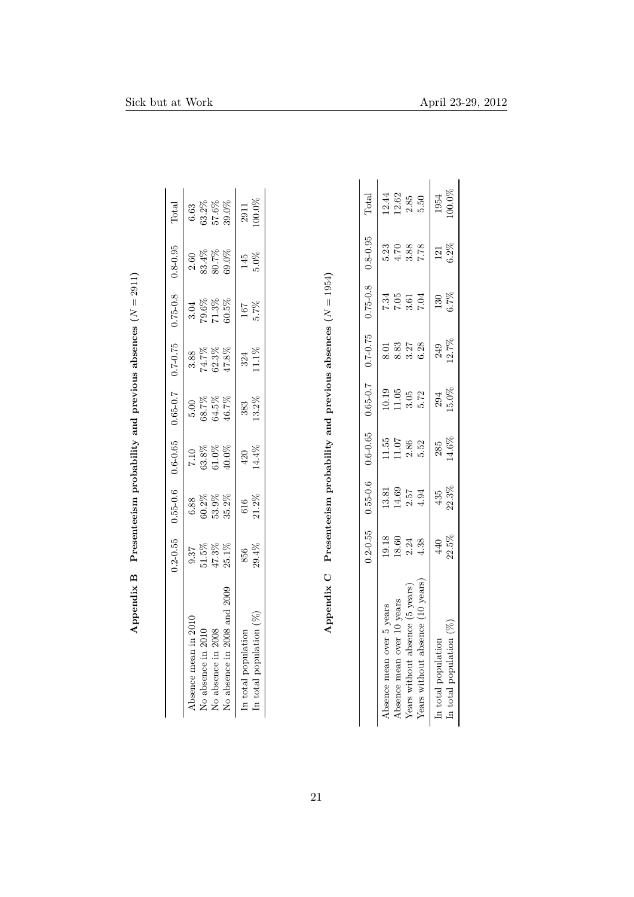## Appendix B Presenteeism probability and previous absences ($N = 2911$)

| | 0.2-0.55 | 0.55-0.6 | 0.6-0.65 | 0.65-0.7 | 0.7-0.75 | 0.75-0.8 | 0.8-0.95 | Total |
|---|---|---|---|---|---|---|---|---|
| Absence mean in 2010 | 9.37 | 6.88 | 7.10 | 5.00 | 3.88 | 3.04 | 2.60 | 6.63 |
| No absence in 2010 | 51.5% | 60.2% | 63.8% | 68.7% | 74.7% | 79.6% | 83.4% | 63.2% |
| No absence in 2008 | 47.3% | 53.9% | 61.0% | 64.5% | 62.3% | 71.3% | 80.7% | 57.6% |
| No absence in 2008 and 2009 | 25.1% | 35.2% | 40.0% | 46.7% | 47.8% | 60.5% | 69.0% | 39.0% |
| In total population | 856 | 616 | 420 | 383 | 324 | 167 | 145 | 2911 |
| In total population (%) | 29.4% | 21.2% | 14.4% | 13.2% | 11.1% | 5.7% | 5.0% | 100.0% |

## Appendix C Presenteeism probability and previous absences ($N = 1954$)

| | 0.2-0.55 | 0.55-0.6 | 0.6-0.65 | 0.65-0.7 | 0.7-0.75 | 0.75-0.8 | 0.8-0.95 | Total |
|---|---|---|---|---|---|---|---|---|
| Absence mean over 5 years | 19.18 | 13.81 | 11.55 | 10.19 | 8.01 | 7.34 | 5.23 | 12.44 |
| Absence mean over 10 years | 18.60 | 14.69 | 11.07 | 11.05 | 8.83 | 7.05 | 4.70 | 12.62 |
| Years without absence (5 years) | 2.24 | 2.57 | 2.86 | 3.05 | 3.27 | 3.61 | 3.88 | 2.85 |
| Years without absence (10 years) | 4.38 | 4.94 | 5.52 | 5.72 | 6.28 | 7.04 | 7.78 | 5.50 |
| In total population | 440 | 435 | 285 | 294 | 249 | 130 | 121 | 1954 |
| In total population (%) | 22.5% | 22.3% | 14.6% | 15.0% | 12.7% | 6.7% | 6.2% | 100.0% |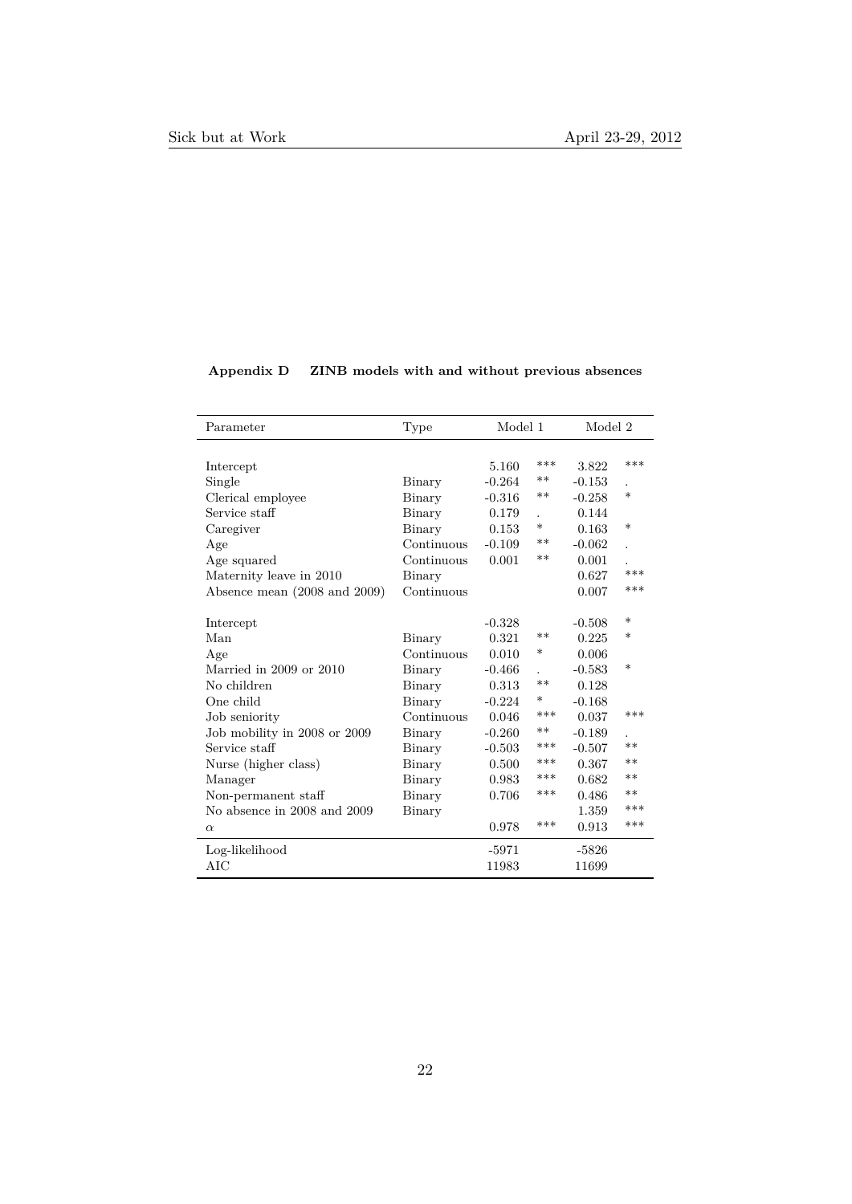## Appendix D ZINB models with and without previous absences

| Parameter | Type | Model 1 | | Model 2 | |
|---|---|---|---|---|---|
| Intercept | | 5.160 | *** | 3.822 | *** |
| Single | Binary | -0.264 | ** | -0.153 | . |
| Clerical employee | Binary | -0.316 | ** | -0.258 | * |
| Service staff | Binary | 0.179 | . | 0.144 | |
| Caregiver | Binary | 0.153 | * | 0.163 | * |
| Age | Continuous | -0.109 | ** | -0.062 | . |
| Age squared | Continuous | 0.001 | ** | 0.001 | . |
| Maternity leave in 2010 | Binary | | | 0.627 | *** |
| Absence mean (2008 and 2009) | Continuous | | | 0.007 | *** |
| Intercept | | -0.328 | | -0.508 | * |
| Man | Binary | 0.321 | ** | 0.225 | * |
| Age | Continuous | 0.010 | * | 0.006 | |
| Married in 2009 or 2010 | Binary | -0.466 | . | -0.583 | * |
| No children | Binary | 0.313 | ** | 0.128 | |
| One child | Binary | -0.224 | * | -0.168 | |
| Job seniority | Continuous | 0.046 | *** | 0.037 | *** |
| Job mobility in 2008 or 2009 | Binary | -0.260 | ** | -0.189 | . |
| Service staff | Binary | -0.503 | *** | -0.507 | ** |
| Nurse (higher class) | Binary | 0.500 | *** | 0.367 | ** |
| Manager | Binary | 0.983 | *** | 0.682 | ** |
| Non-permanent staff | Binary | 0.706 | *** | 0.486 | ** |
| No absence in 2008 and 2009 | Binary | | | 1.359 | *** |
| $\alpha$ | | 0.978 | *** | 0.913 | *** |
| Log-likelihood | | -5971 | | -5826 | |
| AIC | | 11983 | | 11699 | |